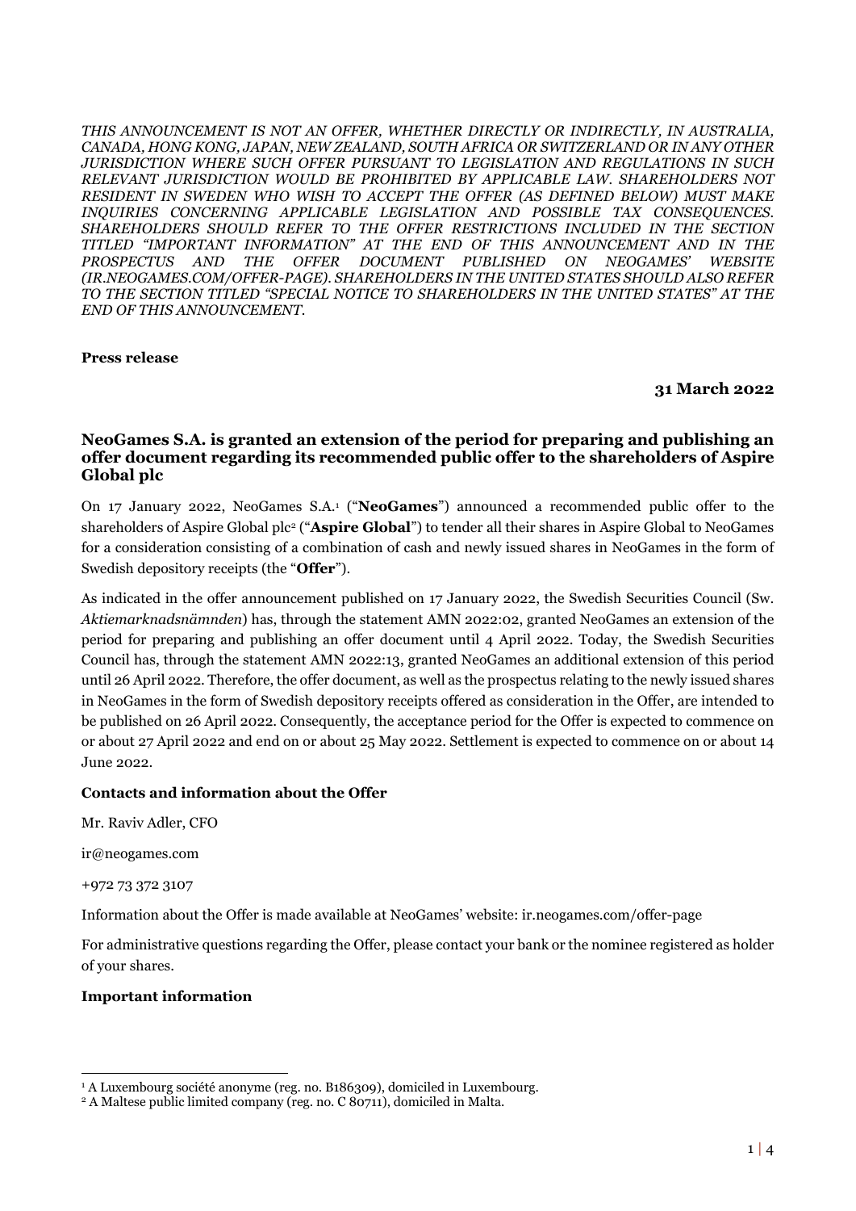*THIS ANNOUNCEMENT IS NOT AN OFFER, WHETHER DIRECTLY OR INDIRECTLY, IN AUSTRALIA, CANADA, HONG KONG, JAPAN, NEW ZEALAND, SOUTH AFRICA OR SWITZERLAND OR IN ANY OTHER JURISDICTION WHERE SUCH OFFER PURSUANT TO LEGISLATION AND REGULATIONS IN SUCH RELEVANT JURISDICTION WOULD BE PROHIBITED BY APPLICABLE LAW. SHAREHOLDERS NOT RESIDENT IN SWEDEN WHO WISH TO ACCEPT THE OFFER (AS DEFINED BELOW) MUST MAKE INQUIRIES CONCERNING APPLICABLE LEGISLATION AND POSSIBLE TAX CONSEQUENCES. SHAREHOLDERS SHOULD REFER TO THE OFFER RESTRICTIONS INCLUDED IN THE SECTION TITLED "IMPORTANT INFORMATION" AT THE END OF THIS ANNOUNCEMENT AND IN THE PROSPECTUS AND THE OFFER DOCUMENT PUBLISHED ON NEOGAMES' WEBSITE (IR.NEOGAMES.COM/OFFER-PAGE). SHAREHOLDERS IN THE UNITED STATES SHOULD ALSO REFER TO THE SECTION TITLED "SPECIAL NOTICE TO SHAREHOLDERS IN THE UNITED STATES" AT THE END OF THIS ANNOUNCEMENT.*

**Press release**

**31 March 2022**

## NeoGames S.A. is granted an extension of the period for preparing and publishing an offer document regarding its recommended public offer to the shareholders of Aspire Global plc

On 17 January 2022, NeoGames S.A.[1] ("**NeoGames**") announced a recommended public offer to the shareholders of Aspire Global plc[2] ("**Aspire Global**") to tender all their shares in Aspire Global to NeoGames for a consideration consisting of a combination of cash and newly issued shares in NeoGames in the form of Swedish depository receipts (the "**Offer**").

As indicated in the offer announcement published on 17 January 2022, the Swedish Securities Council (Sw. *Aktiemarknadsnämnden*) has, through the statement AMN 2022:02, granted NeoGames an extension of the period for preparing and publishing an offer document until 4 April 2022. Today, the Swedish Securities Council has, through the statement AMN 2022:13, granted NeoGames an additional extension of this period until 26 April 2022. Therefore, the offer document, as well as the prospectus relating to the newly issued shares in NeoGames in the form of Swedish depository receipts offered as consideration in the Offer, are intended to be published on 26 April 2022. Consequently, the acceptance period for the Offer is expected to commence on or about 27 April 2022 and end on or about 25 May 2022. Settlement is expected to commence on or about 14 June 2022.

### Contacts and information about the Offer

Mr. Raviv Adler, CFO

ir@neogames.com

+972 73 372 3107

Information about the Offer is made available at NeoGames' website: ir.neogames.com/offer-page

For administrative questions regarding the Offer, please contact your bank or the nominee registered as holder of your shares.

### Important information

---

[1] A Luxembourg société anonyme (reg. no. B186309), domiciled in Luxembourg.

[2] A Maltese public limited company (reg. no. C 80711), domiciled in Malta.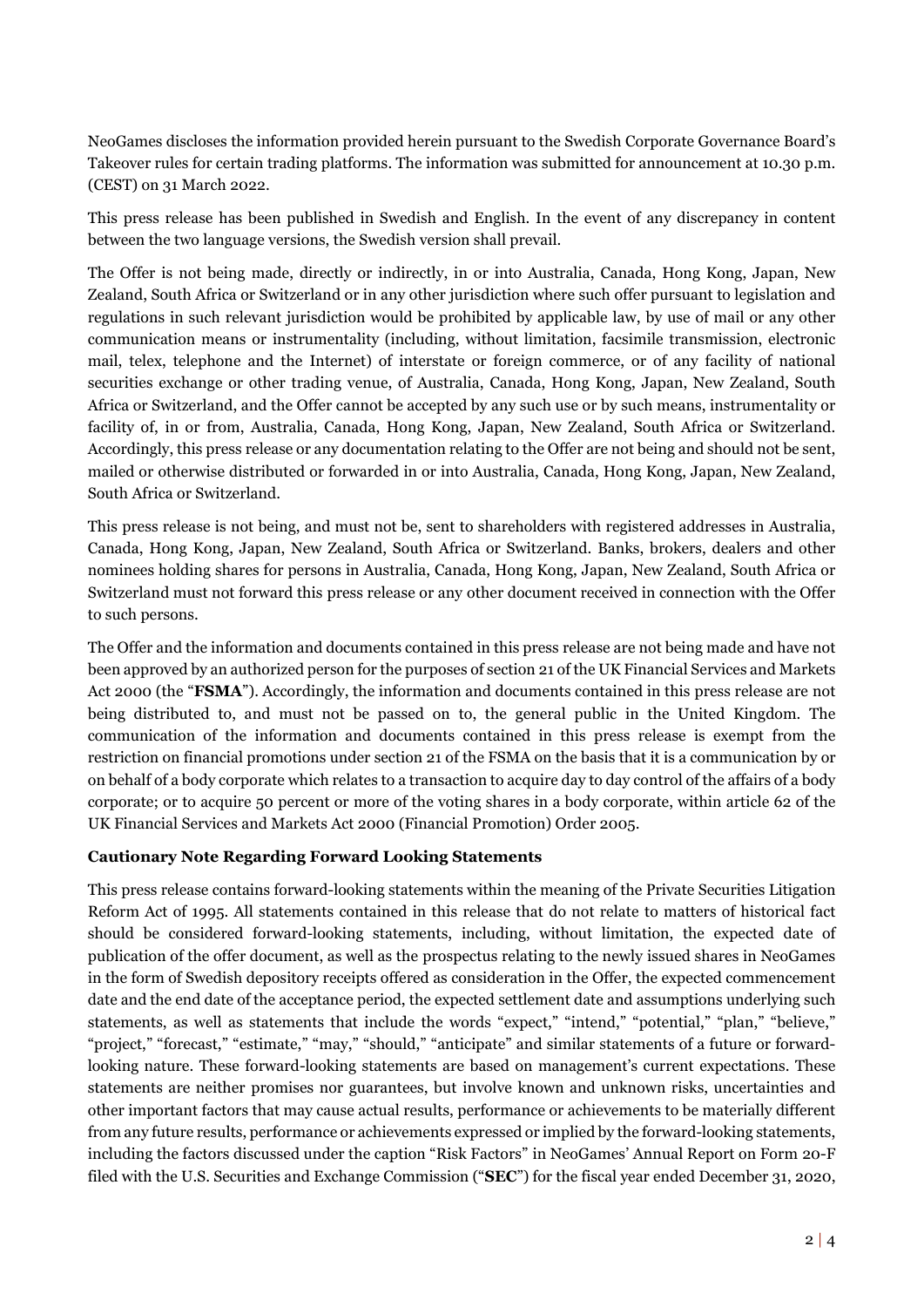NeoGames discloses the information provided herein pursuant to the Swedish Corporate Governance Board's Takeover rules for certain trading platforms. The information was submitted for announcement at 10.30 p.m. (CEST) on 31 March 2022.

This press release has been published in Swedish and English. In the event of any discrepancy in content between the two language versions, the Swedish version shall prevail.

The Offer is not being made, directly or indirectly, in or into Australia, Canada, Hong Kong, Japan, New Zealand, South Africa or Switzerland or in any other jurisdiction where such offer pursuant to legislation and regulations in such relevant jurisdiction would be prohibited by applicable law, by use of mail or any other communication means or instrumentality (including, without limitation, facsimile transmission, electronic mail, telex, telephone and the Internet) of interstate or foreign commerce, or of any facility of national securities exchange or other trading venue, of Australia, Canada, Hong Kong, Japan, New Zealand, South Africa or Switzerland, and the Offer cannot be accepted by any such use or by such means, instrumentality or facility of, in or from, Australia, Canada, Hong Kong, Japan, New Zealand, South Africa or Switzerland. Accordingly, this press release or any documentation relating to the Offer are not being and should not be sent, mailed or otherwise distributed or forwarded in or into Australia, Canada, Hong Kong, Japan, New Zealand, South Africa or Switzerland.

This press release is not being, and must not be, sent to shareholders with registered addresses in Australia, Canada, Hong Kong, Japan, New Zealand, South Africa or Switzerland. Banks, brokers, dealers and other nominees holding shares for persons in Australia, Canada, Hong Kong, Japan, New Zealand, South Africa or Switzerland must not forward this press release or any other document received in connection with the Offer to such persons.

The Offer and the information and documents contained in this press release are not being made and have not been approved by an authorized person for the purposes of section 21 of the UK Financial Services and Markets Act 2000 (the "**FSMA**"). Accordingly, the information and documents contained in this press release are not being distributed to, and must not be passed on to, the general public in the United Kingdom. The communication of the information and documents contained in this press release is exempt from the restriction on financial promotions under section 21 of the FSMA on the basis that it is a communication by or on behalf of a body corporate which relates to a transaction to acquire day to day control of the affairs of a body corporate; or to acquire 50 percent or more of the voting shares in a body corporate, within article 62 of the UK Financial Services and Markets Act 2000 (Financial Promotion) Order 2005.

**Cautionary Note Regarding Forward Looking Statements**

This press release contains forward-looking statements within the meaning of the Private Securities Litigation Reform Act of 1995. All statements contained in this release that do not relate to matters of historical fact should be considered forward-looking statements, including, without limitation, the expected date of publication of the offer document, as well as the prospectus relating to the newly issued shares in NeoGames in the form of Swedish depository receipts offered as consideration in the Offer, the expected commencement date and the end date of the acceptance period, the expected settlement date and assumptions underlying such statements, as well as statements that include the words "expect," "intend," "potential," "plan," "believe," "project," "forecast," "estimate," "may," "should," "anticipate" and similar statements of a future or forward-looking nature. These forward-looking statements are based on management's current expectations. These statements are neither promises nor guarantees, but involve known and unknown risks, uncertainties and other important factors that may cause actual results, performance or achievements to be materially different from any future results, performance or achievements expressed or implied by the forward-looking statements, including the factors discussed under the caption "Risk Factors" in NeoGames' Annual Report on Form 20-F filed with the U.S. Securities and Exchange Commission ("**SEC**") for the fiscal year ended December 31, 2020,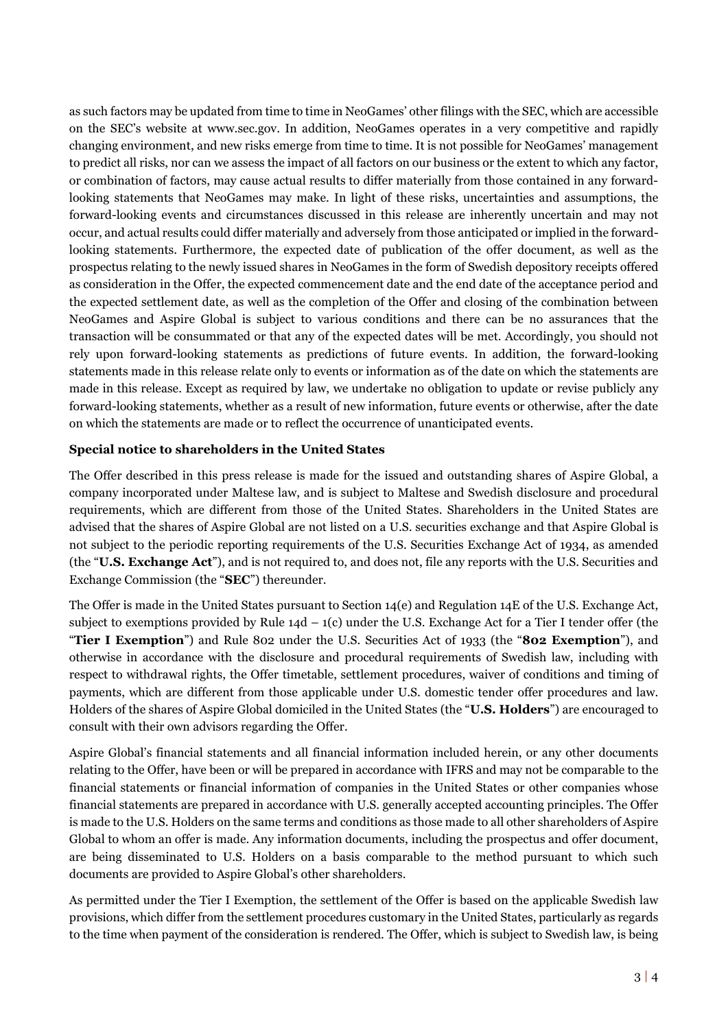as such factors may be updated from time to time in NeoGames' other filings with the SEC, which are accessible on the SEC's website at www.sec.gov. In addition, NeoGames operates in a very competitive and rapidly changing environment, and new risks emerge from time to time. It is not possible for NeoGames' management to predict all risks, nor can we assess the impact of all factors on our business or the extent to which any factor, or combination of factors, may cause actual results to differ materially from those contained in any forward-looking statements that NeoGames may make. In light of these risks, uncertainties and assumptions, the forward-looking events and circumstances discussed in this release are inherently uncertain and may not occur, and actual results could differ materially and adversely from those anticipated or implied in the forward-looking statements. Furthermore, the expected date of publication of the offer document, as well as the prospectus relating to the newly issued shares in NeoGames in the form of Swedish depository receipts offered as consideration in the Offer, the expected commencement date and the end date of the acceptance period and the expected settlement date, as well as the completion of the Offer and closing of the combination between NeoGames and Aspire Global is subject to various conditions and there can be no assurances that the transaction will be consummated or that any of the expected dates will be met. Accordingly, you should not rely upon forward-looking statements as predictions of future events. In addition, the forward-looking statements made in this release relate only to events or information as of the date on which the statements are made in this release. Except as required by law, we undertake no obligation to update or revise publicly any forward-looking statements, whether as a result of new information, future events or otherwise, after the date on which the statements are made or to reflect the occurrence of unanticipated events.

**Special notice to shareholders in the United States**

The Offer described in this press release is made for the issued and outstanding shares of Aspire Global, a company incorporated under Maltese law, and is subject to Maltese and Swedish disclosure and procedural requirements, which are different from those of the United States. Shareholders in the United States are advised that the shares of Aspire Global are not listed on a U.S. securities exchange and that Aspire Global is not subject to the periodic reporting requirements of the U.S. Securities Exchange Act of 1934, as amended (the "**U.S. Exchange Act**"), and is not required to, and does not, file any reports with the U.S. Securities and Exchange Commission (the "**SEC**") thereunder.

The Offer is made in the United States pursuant to Section 14(e) and Regulation 14E of the U.S. Exchange Act, subject to exemptions provided by Rule 14d – 1(c) under the U.S. Exchange Act for a Tier I tender offer (the "**Tier I Exemption**") and Rule 802 under the U.S. Securities Act of 1933 (the "**802 Exemption**"), and otherwise in accordance with the disclosure and procedural requirements of Swedish law, including with respect to withdrawal rights, the Offer timetable, settlement procedures, waiver of conditions and timing of payments, which are different from those applicable under U.S. domestic tender offer procedures and law. Holders of the shares of Aspire Global domiciled in the United States (the "**U.S. Holders**") are encouraged to consult with their own advisors regarding the Offer.

Aspire Global's financial statements and all financial information included herein, or any other documents relating to the Offer, have been or will be prepared in accordance with IFRS and may not be comparable to the financial statements or financial information of companies in the United States or other companies whose financial statements are prepared in accordance with U.S. generally accepted accounting principles. The Offer is made to the U.S. Holders on the same terms and conditions as those made to all other shareholders of Aspire Global to whom an offer is made. Any information documents, including the prospectus and offer document, are being disseminated to U.S. Holders on a basis comparable to the method pursuant to which such documents are provided to Aspire Global's other shareholders.

As permitted under the Tier I Exemption, the settlement of the Offer is based on the applicable Swedish law provisions, which differ from the settlement procedures customary in the United States, particularly as regards to the time when payment of the consideration is rendered. The Offer, which is subject to Swedish law, is being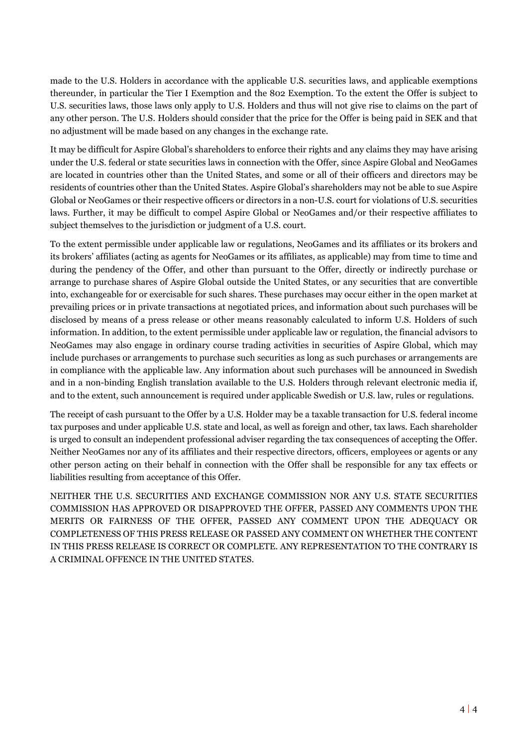made to the U.S. Holders in accordance with the applicable U.S. securities laws, and applicable exemptions thereunder, in particular the Tier I Exemption and the 802 Exemption. To the extent the Offer is subject to U.S. securities laws, those laws only apply to U.S. Holders and thus will not give rise to claims on the part of any other person. The U.S. Holders should consider that the price for the Offer is being paid in SEK and that no adjustment will be made based on any changes in the exchange rate.

It may be difficult for Aspire Global's shareholders to enforce their rights and any claims they may have arising under the U.S. federal or state securities laws in connection with the Offer, since Aspire Global and NeoGames are located in countries other than the United States, and some or all of their officers and directors may be residents of countries other than the United States. Aspire Global's shareholders may not be able to sue Aspire Global or NeoGames or their respective officers or directors in a non-U.S. court for violations of U.S. securities laws. Further, it may be difficult to compel Aspire Global or NeoGames and/or their respective affiliates to subject themselves to the jurisdiction or judgment of a U.S. court.

To the extent permissible under applicable law or regulations, NeoGames and its affiliates or its brokers and its brokers' affiliates (acting as agents for NeoGames or its affiliates, as applicable) may from time to time and during the pendency of the Offer, and other than pursuant to the Offer, directly or indirectly purchase or arrange to purchase shares of Aspire Global outside the United States, or any securities that are convertible into, exchangeable for or exercisable for such shares. These purchases may occur either in the open market at prevailing prices or in private transactions at negotiated prices, and information about such purchases will be disclosed by means of a press release or other means reasonably calculated to inform U.S. Holders of such information. In addition, to the extent permissible under applicable law or regulation, the financial advisors to NeoGames may also engage in ordinary course trading activities in securities of Aspire Global, which may include purchases or arrangements to purchase such securities as long as such purchases or arrangements are in compliance with the applicable law. Any information about such purchases will be announced in Swedish and in a non-binding English translation available to the U.S. Holders through relevant electronic media if, and to the extent, such announcement is required under applicable Swedish or U.S. law, rules or regulations.

The receipt of cash pursuant to the Offer by a U.S. Holder may be a taxable transaction for U.S. federal income tax purposes and under applicable U.S. state and local, as well as foreign and other, tax laws. Each shareholder is urged to consult an independent professional adviser regarding the tax consequences of accepting the Offer. Neither NeoGames nor any of its affiliates and their respective directors, officers, employees or agents or any other person acting on their behalf in connection with the Offer shall be responsible for any tax effects or liabilities resulting from acceptance of this Offer.

NEITHER THE U.S. SECURITIES AND EXCHANGE COMMISSION NOR ANY U.S. STATE SECURITIES COMMISSION HAS APPROVED OR DISAPPROVED THE OFFER, PASSED ANY COMMENTS UPON THE MERITS OR FAIRNESS OF THE OFFER, PASSED ANY COMMENT UPON THE ADEQUACY OR COMPLETENESS OF THIS PRESS RELEASE OR PASSED ANY COMMENT ON WHETHER THE CONTENT IN THIS PRESS RELEASE IS CORRECT OR COMPLETE. ANY REPRESENTATION TO THE CONTRARY IS A CRIMINAL OFFENCE IN THE UNITED STATES.